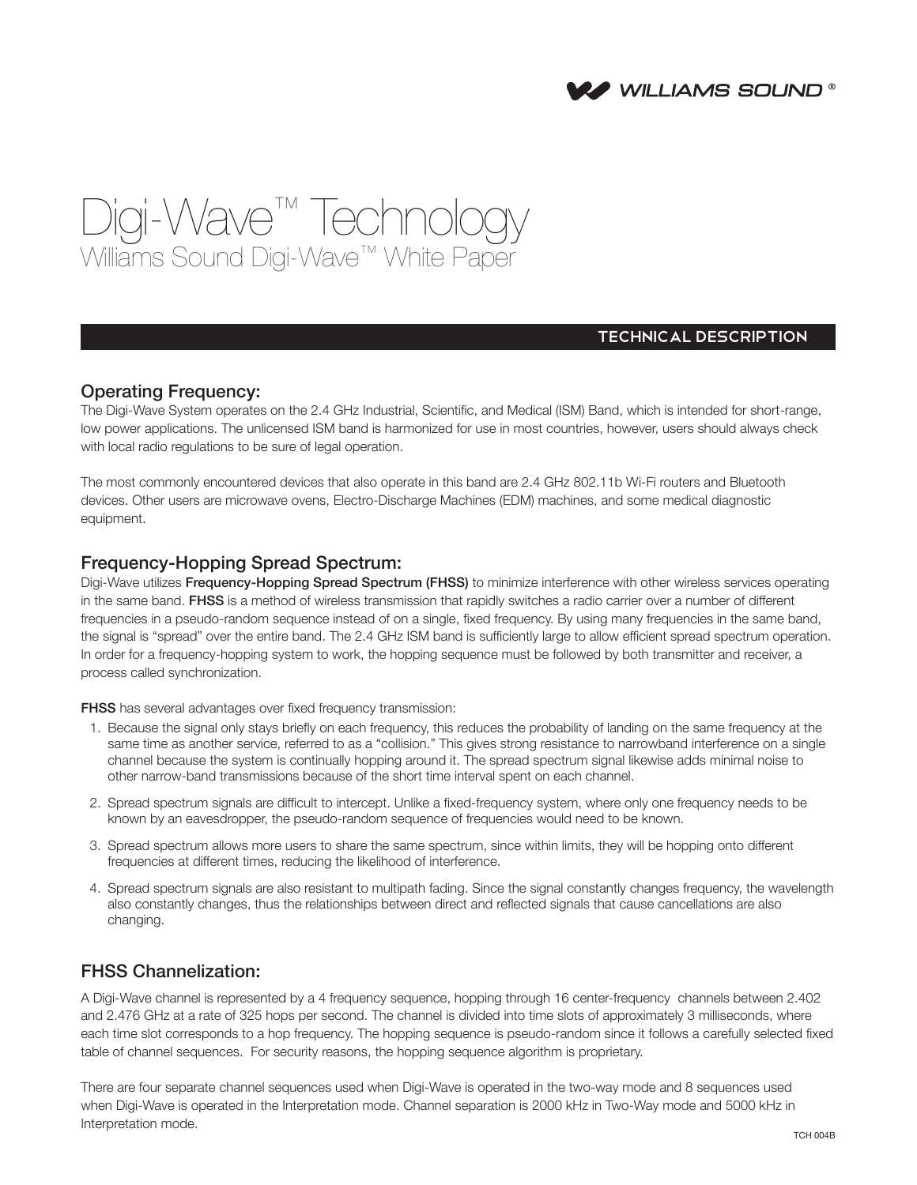WILLIAMS SOUND®

# Digi-Wave™ Technology

Williams Sound Digi-Wave™ White Paper

## TECHNICAL DESCRIPTION

### Operating Frequency:

The Digi-Wave System operates on the 2.4 GHz Industrial, Scientific, and Medical (ISM) Band, which is intended for short-range, low power applications. The unlicensed ISM band is harmonized for use in most countries, however, users should always check with local radio regulations to be sure of legal operation.

The most commonly encountered devices that also operate in this band are 2.4 GHz 802.11b Wi-Fi routers and Bluetooth devices. Other users are microwave ovens, Electro-Discharge Machines (EDM) machines, and some medical diagnostic equipment.

### Frequency-Hopping Spread Spectrum:

Digi-Wave utilizes **Frequency-Hopping Spread Spectrum (FHSS)** to minimize interference with other wireless services operating in the same band. **FHSS** is a method of wireless transmission that rapidly switches a radio carrier over a number of different frequencies in a pseudo-random sequence instead of on a single, fixed frequency. By using many frequencies in the same band, the signal is "spread" over the entire band. The 2.4 GHz ISM band is sufficiently large to allow efficient spread spectrum operation. In order for a frequency-hopping system to work, the hopping sequence must be followed by both transmitter and receiver, a process called synchronization.

**FHSS** has several advantages over fixed frequency transmission:

1. Because the signal only stays briefly on each frequency, this reduces the probability of landing on the same frequency at the same time as another service, referred to as a "collision." This gives strong resistance to narrowband interference on a single channel because the system is continually hopping around it. The spread spectrum signal likewise adds minimal noise to other narrow-band transmissions because of the short time interval spent on each channel.
2. Spread spectrum signals are difficult to intercept. Unlike a fixed-frequency system, where only one frequency needs to be known by an eavesdropper, the pseudo-random sequence of frequencies would need to be known.
3. Spread spectrum allows more users to share the same spectrum, since within limits, they will be hopping onto different frequencies at different times, reducing the likelihood of interference.
4. Spread spectrum signals are also resistant to multipath fading. Since the signal constantly changes frequency, the wavelength also constantly changes, thus the relationships between direct and reflected signals that cause cancellations are also changing.

### FHSS Channelization:

A Digi-Wave channel is represented by a 4 frequency sequence, hopping through 16 center-frequency channels between 2.402 and 2.476 GHz at a rate of 325 hops per second. The channel is divided into time slots of approximately 3 milliseconds, where each time slot corresponds to a hop frequency. The hopping sequence is pseudo-random since it follows a carefully selected fixed table of channel sequences. For security reasons, the hopping sequence algorithm is proprietary.

There are four separate channel sequences used when Digi-Wave is operated in the two-way mode and 8 sequences used when Digi-Wave is operated in the Interpretation mode. Channel separation is 2000 kHz in Two-Way mode and 5000 kHz in Interpretation mode.

TCH 004B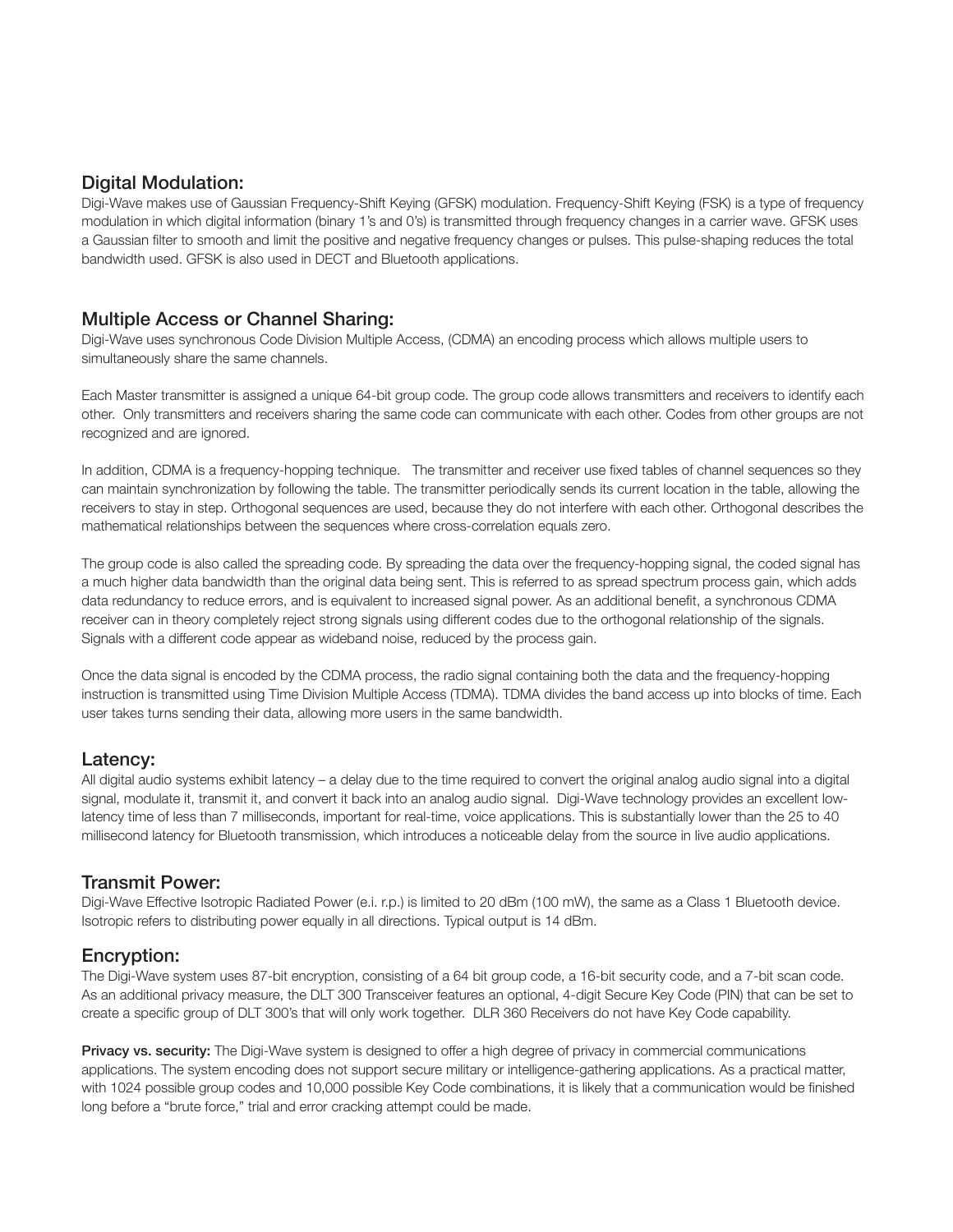## Digital Modulation:

Digi-Wave makes use of Gaussian Frequency-Shift Keying (GFSK) modulation. Frequency-Shift Keying (FSK) is a type of frequency modulation in which digital information (binary 1's and 0's) is transmitted through frequency changes in a carrier wave. GFSK uses a Gaussian filter to smooth and limit the positive and negative frequency changes or pulses. This pulse-shaping reduces the total bandwidth used. GFSK is also used in DECT and Bluetooth applications.

## Multiple Access or Channel Sharing:

Digi-Wave uses synchronous Code Division Multiple Access, (CDMA) an encoding process which allows multiple users to simultaneously share the same channels.

Each Master transmitter is assigned a unique 64-bit group code. The group code allows transmitters and receivers to identify each other. Only transmitters and receivers sharing the same code can communicate with each other. Codes from other groups are not recognized and are ignored.

In addition, CDMA is a frequency-hopping technique. The transmitter and receiver use fixed tables of channel sequences so they can maintain synchronization by following the table. The transmitter periodically sends its current location in the table, allowing the receivers to stay in step. Orthogonal sequences are used, because they do not interfere with each other. Orthogonal describes the mathematical relationships between the sequences where cross-correlation equals zero.

The group code is also called the spreading code. By spreading the data over the frequency-hopping signal, the coded signal has a much higher data bandwidth than the original data being sent. This is referred to as spread spectrum process gain, which adds data redundancy to reduce errors, and is equivalent to increased signal power. As an additional benefit, a synchronous CDMA receiver can in theory completely reject strong signals using different codes due to the orthogonal relationship of the signals. Signals with a different code appear as wideband noise, reduced by the process gain.

Once the data signal is encoded by the CDMA process, the radio signal containing both the data and the frequency-hopping instruction is transmitted using Time Division Multiple Access (TDMA). TDMA divides the band access up into blocks of time. Each user takes turns sending their data, allowing more users in the same bandwidth.

## Latency:

All digital audio systems exhibit latency – a delay due to the time required to convert the original analog audio signal into a digital signal, modulate it, transmit it, and convert it back into an analog audio signal. Digi-Wave technology provides an excellent low-latency time of less than 7 milliseconds, important for real-time, voice applications. This is substantially lower than the 25 to 40 millisecond latency for Bluetooth transmission, which introduces a noticeable delay from the source in live audio applications.

## Transmit Power:

Digi-Wave Effective Isotropic Radiated Power (e.i. r.p.) is limited to 20 dBm (100 mW), the same as a Class 1 Bluetooth device. Isotropic refers to distributing power equally in all directions. Typical output is 14 dBm.

## Encryption:

The Digi-Wave system uses 87-bit encryption, consisting of a 64 bit group code, a 16-bit security code, and a 7-bit scan code. As an additional privacy measure, the DLT 300 Transceiver features an optional, 4-digit Secure Key Code (PIN) that can be set to create a specific group of DLT 300's that will only work together. DLR 360 Receivers do not have Key Code capability.

**Privacy vs. security:** The Digi-Wave system is designed to offer a high degree of privacy in commercial communications applications. The system encoding does not support secure military or intelligence-gathering applications. As a practical matter, with 1024 possible group codes and 10,000 possible Key Code combinations, it is likely that a communication would be finished long before a "brute force," trial and error cracking attempt could be made.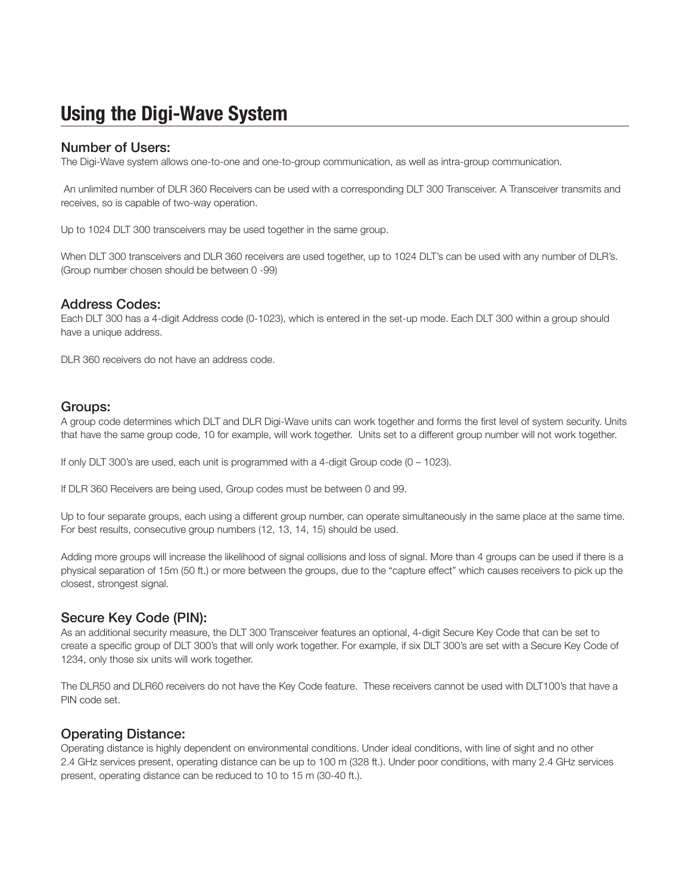# Using the Digi-Wave System

## Number of Users:

The Digi-Wave system allows one-to-one and one-to-group communication, as well as intra-group communication.

An unlimited number of DLR 360 Receivers can be used with a corresponding DLT 300 Transceiver. A Transceiver transmits and receives, so is capable of two-way operation.

Up to 1024 DLT 300 transceivers may be used together in the same group.

When DLT 300 transceivers and DLR 360 receivers are used together, up to 1024 DLT's can be used with any number of DLR's. (Group number chosen should be between 0 -99)

## Address Codes:

Each DLT 300 has a 4-digit Address code (0-1023), which is entered in the set-up mode. Each DLT 300 within a group should have a unique address.

DLR 360 receivers do not have an address code.

## Groups:

A group code determines which DLT and DLR Digi-Wave units can work together and forms the first level of system security. Units that have the same group code, 10 for example, will work together. Units set to a different group number will not work together.

If only DLT 300's are used, each unit is programmed with a 4-digit Group code (0 – 1023).

If DLR 360 Receivers are being used, Group codes must be between 0 and 99.

Up to four separate groups, each using a different group number, can operate simultaneously in the same place at the same time. For best results, consecutive group numbers (12, 13, 14, 15) should be used.

Adding more groups will increase the likelihood of signal collisions and loss of signal. More than 4 groups can be used if there is a physical separation of 15m (50 ft.) or more between the groups, due to the "capture effect" which causes receivers to pick up the closest, strongest signal.

## Secure Key Code (PIN):

As an additional security measure, the DLT 300 Transceiver features an optional, 4-digit Secure Key Code that can be set to create a specific group of DLT 300's that will only work together. For example, if six DLT 300's are set with a Secure Key Code of 1234, only those six units will work together.

The DLR50 and DLR60 receivers do not have the Key Code feature. These receivers cannot be used with DLT100's that have a PIN code set.

## Operating Distance:

Operating distance is highly dependent on environmental conditions. Under ideal conditions, with line of sight and no other 2.4 GHz services present, operating distance can be up to 100 m (328 ft.). Under poor conditions, with many 2.4 GHz services present, operating distance can be reduced to 10 to 15 m (30-40 ft.).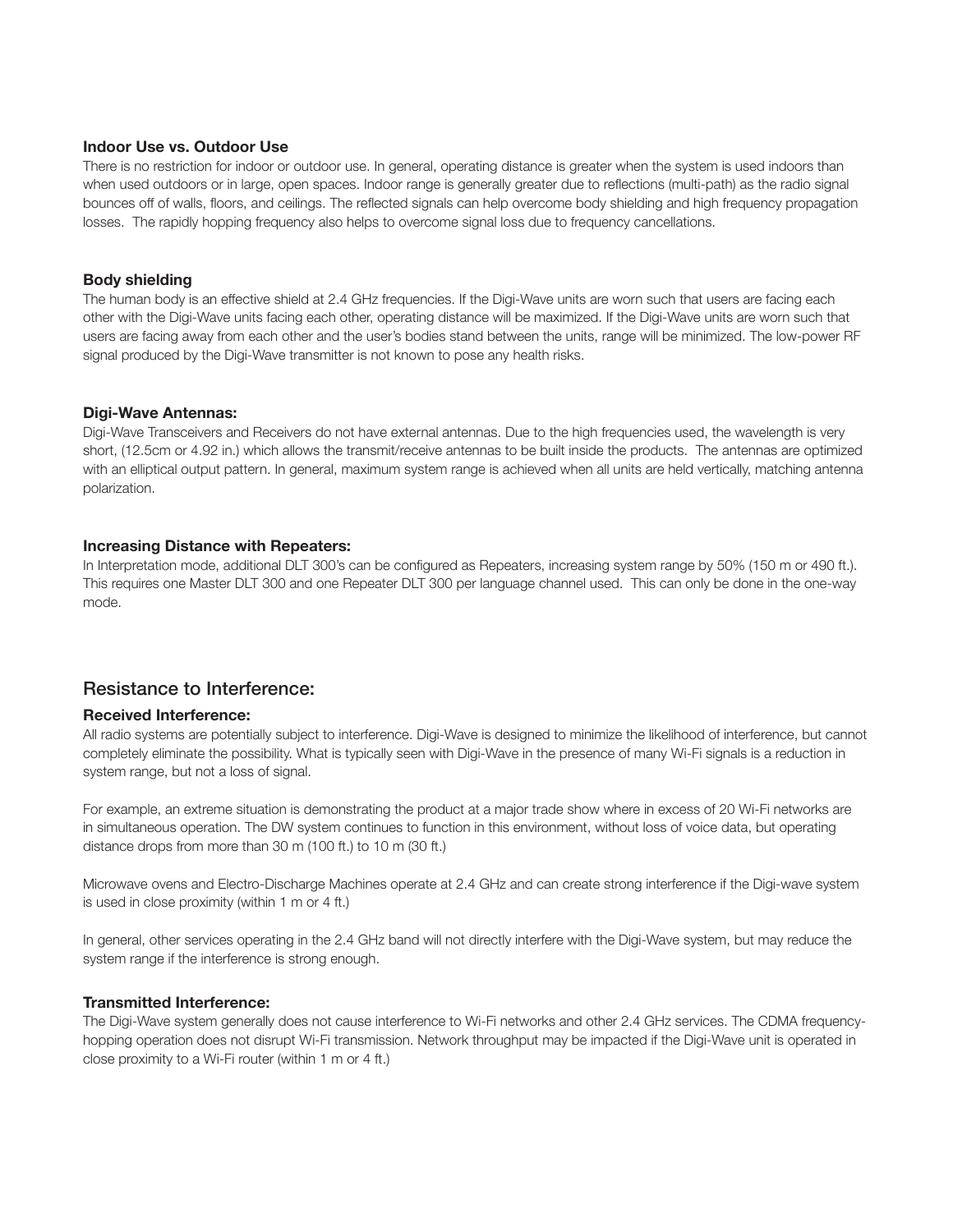### Indoor Use vs. Outdoor Use

There is no restriction for indoor or outdoor use. In general, operating distance is greater when the system is used indoors than when used outdoors or in large, open spaces. Indoor range is generally greater due to reflections (multi-path) as the radio signal bounces off of walls, floors, and ceilings. The reflected signals can help overcome body shielding and high frequency propagation losses. The rapidly hopping frequency also helps to overcome signal loss due to frequency cancellations.

### Body shielding

The human body is an effective shield at 2.4 GHz frequencies. If the Digi-Wave units are worn such that users are facing each other with the Digi-Wave units facing each other, operating distance will be maximized. If the Digi-Wave units are worn such that users are facing away from each other and the user's bodies stand between the units, range will be minimized. The low-power RF signal produced by the Digi-Wave transmitter is not known to pose any health risks.

### Digi-Wave Antennas:

Digi-Wave Transceivers and Receivers do not have external antennas. Due to the high frequencies used, the wavelength is very short, (12.5cm or 4.92 in.) which allows the transmit/receive antennas to be built inside the products. The antennas are optimized with an elliptical output pattern. In general, maximum system range is achieved when all units are held vertically, matching antenna polarization.

### Increasing Distance with Repeaters:

In Interpretation mode, additional DLT 300's can be configured as Repeaters, increasing system range by 50% (150 m or 490 ft.). This requires one Master DLT 300 and one Repeater DLT 300 per language channel used. This can only be done in the one-way mode.

## Resistance to Interference:

### Received Interference:

All radio systems are potentially subject to interference. Digi-Wave is designed to minimize the likelihood of interference, but cannot completely eliminate the possibility. What is typically seen with Digi-Wave in the presence of many Wi-Fi signals is a reduction in system range, but not a loss of signal.

For example, an extreme situation is demonstrating the product at a major trade show where in excess of 20 Wi-Fi networks are in simultaneous operation. The DW system continues to function in this environment, without loss of voice data, but operating distance drops from more than 30 m (100 ft.) to 10 m (30 ft.)

Microwave ovens and Electro-Discharge Machines operate at 2.4 GHz and can create strong interference if the Digi-wave system is used in close proximity (within 1 m or 4 ft.)

In general, other services operating in the 2.4 GHz band will not directly interfere with the Digi-Wave system, but may reduce the system range if the interference is strong enough.

### Transmitted Interference:

The Digi-Wave system generally does not cause interference to Wi-Fi networks and other 2.4 GHz services. The CDMA frequency-hopping operation does not disrupt Wi-Fi transmission. Network throughput may be impacted if the Digi-Wave unit is operated in close proximity to a Wi-Fi router (within 1 m or 4 ft.)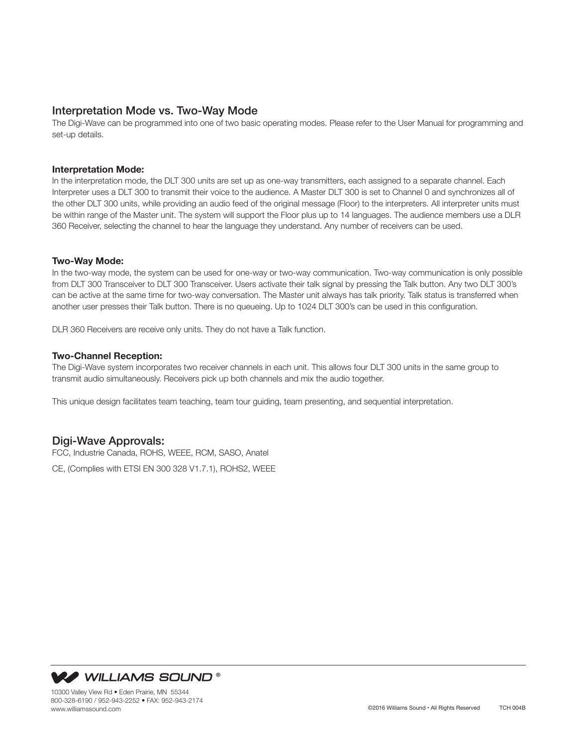## Interpretation Mode vs. Two-Way Mode

The Digi-Wave can be programmed into one of two basic operating modes. Please refer to the User Manual for programming and set-up details.

### Interpretation Mode:

In the interpretation mode, the DLT 300 units are set up as one-way transmitters, each assigned to a separate channel. Each Interpreter uses a DLT 300 to transmit their voice to the audience. A Master DLT 300 is set to Channel 0 and synchronizes all of the other DLT 300 units, while providing an audio feed of the original message (Floor) to the interpreters. All interpreter units must be within range of the Master unit. The system will support the Floor plus up to 14 languages. The audience members use a DLR 360 Receiver, selecting the channel to hear the language they understand. Any number of receivers can be used.

### Two-Way Mode:

In the two-way mode, the system can be used for one-way or two-way communication. Two-way communication is only possible from DLT 300 Transceiver to DLT 300 Transceiver. Users activate their talk signal by pressing the Talk button. Any two DLT 300's can be active at the same time for two-way conversation. The Master unit always has talk priority. Talk status is transferred when another user presses their Talk button. There is no queueing. Up to 1024 DLT 300's can be used in this configuration.

DLR 360 Receivers are receive only units. They do not have a Talk function.

### Two-Channel Reception:

The Digi-Wave system incorporates two receiver channels in each unit. This allows four DLT 300 units in the same group to transmit audio simultaneously. Receivers pick up both channels and mix the audio together.

This unique design facilitates team teaching, team tour guiding, team presenting, and sequential interpretation.

## Digi-Wave Approvals:

FCC, Industrie Canada, ROHS, WEEE, RCM, SASO, Anatel

CE, (Complies with ETSI EN 300 328 V1.7.1), ROHS2, WEEE

WILLIAMS SOUND®

10300 Valley View Rd • Eden Prairie, MN 55344
800-328-6190 / 952-943-2252 • FAX: 952-943-2174
www.williamssound.com

©2016 Williams Sound • All Rights Reserved TCH 004B